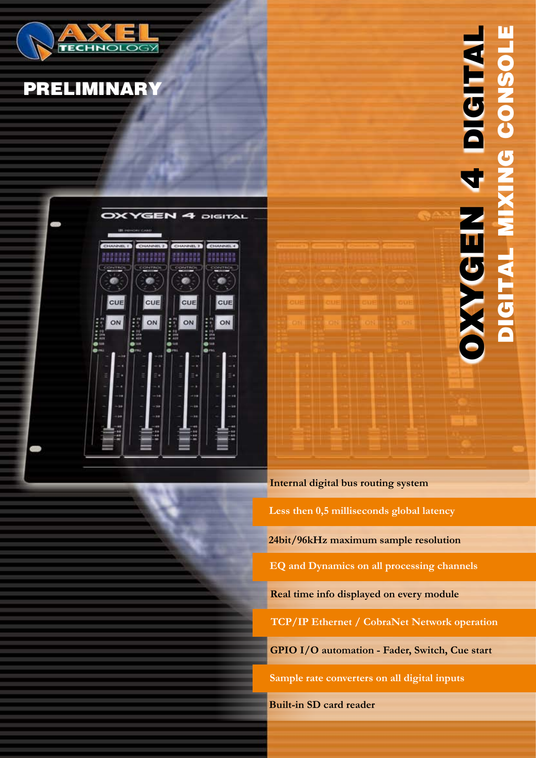AXEL TECHNOLOGY

**PRELIMINARY**

# OXYGEN 4 DIGITAL

## DIGITAL MIXING CONSOLE

- Internal digital bus routing system
- Less then 0,5 milliseconds global latency
- 24bit/96kHz maximum sample resolution
- EQ and Dynamics on all processing channels
- Real time info displayed on every module
- TCP/IP Ethernet / CobraNet Network operation
- GPIO I/O automation - Fader, Switch, Cue start
- Sample rate converters on all digital inputs
- Built-in SD card reader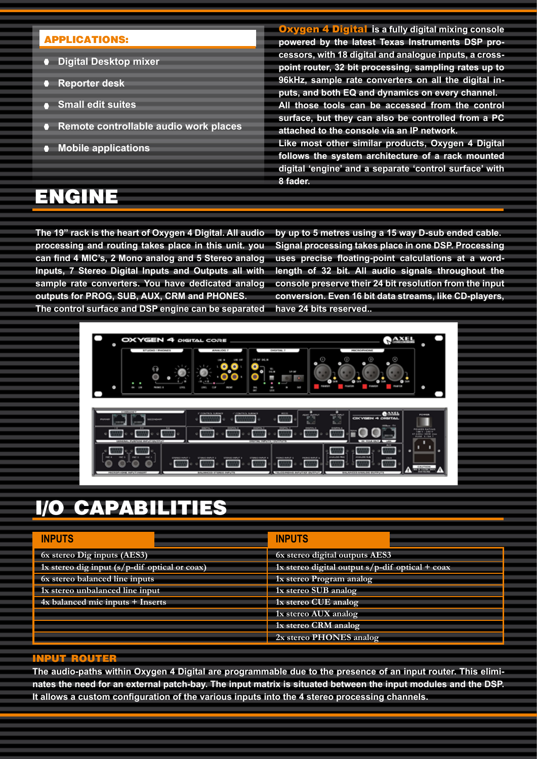## APPLICATIONS:

- Digital Desktop mixer
- Reporter desk
- Small edit suites
- Remote controllable audio work places
- Mobile applications

**Oxygen 4 Digital** is a fully digital mixing console powered by the latest Texas Instruments DSP processors, with 18 digital and analogue inputs, a cross-point router, 32 bit processing, sampling rates up to 96kHz, sample rate converters on all the digital inputs, and both EQ and dynamics on every channel. All those tools can be accessed from the control surface, but they can also be controlled from a PC attached to the console via an IP network. Like most other similar products, Oxygen 4 Digital follows the system architecture of a rack mounted digital 'engine' and a separate 'control surface' with 8 fader.

# ENGINE

The 19" rack is the heart of Oxygen 4 Digital. All audio processing and routing takes place in this unit. you can find 4 MIC's, 2 Mono analog and 5 Stereo analog Inputs, 7 Stereo Digital Inputs and Outputs all with sample rate converters. You have dedicated analog outputs for PROG, SUB, AUX, CRM and PHONES. The control surface and DSP engine can be separated by up to 5 metres using a 15 way D-sub ended cable. Signal processing takes place in one DSP. Processing uses precise floating-point calculations at a word-length of 32 bit. All audio signals throughout the console preserve their 24 bit resolution from the input conversion. Even 16 bit data streams, like CD-players, have 24 bits reserved..

# I/O CAPABILITIES

| INPUTS | INPUTS |
|---|---|
| 6x stereo Dig inputs (AES3) | 6x stereo digital outputs AES3 |
| 1x stereo dig input (s/p-dif optical or coax) | 1x stereo digital output s/p-dif optical + coax |
| 6x stereo balanced line inputs | 1x stereo Program analog |
| 1x stereo unbalanced line input | 1x stereo SUB analog |
| 4x balanced mic inputs + Inserts | 1x stereo CUE analog |
| | 1x stereo AUX analog |
| | 1x stereo CRM analog |
| | 2x stereo PHONES analog |

### INPUT ROUTER

The audio-paths within Oxygen 4 Digital are programmable due to the presence of an input router. This eliminates the need for an external patch-bay. The input matrix is situated between the input modules and the DSP. It allows a custom configuration of the various inputs into the 4 stereo processing channels.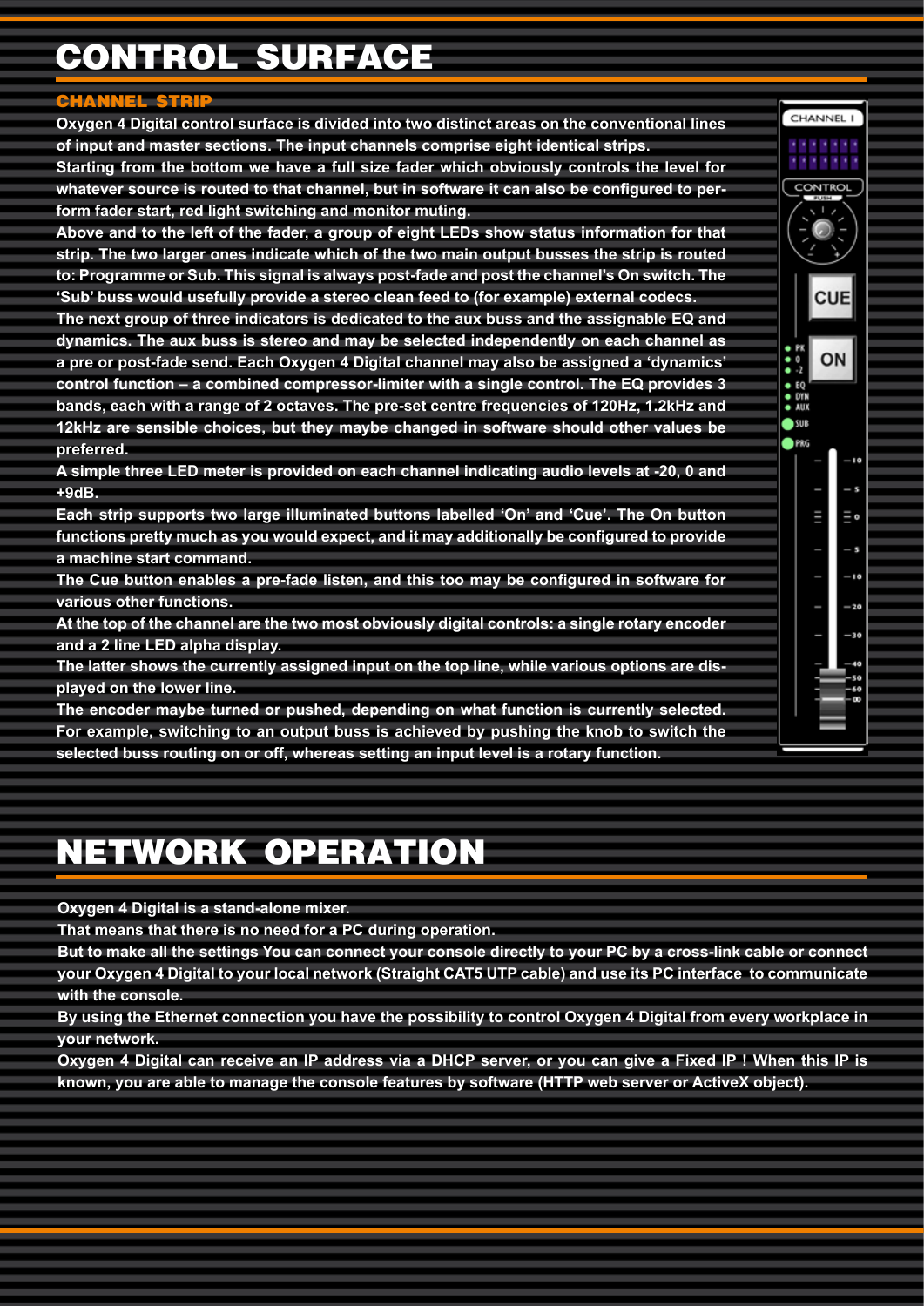# CONTROL SURFACE

## CHANNEL STRIP

**Oxygen 4 Digital control surface is divided into two distinct areas on the conventional lines of input and master sections. The input channels comprise eight identical strips.**

**Starting from the bottom we have a full size fader which obviously controls the level for whatever source is routed to that channel, but in software it can also be configured to perform fader start, red light switching and monitor muting.**

**Above and to the left of the fader, a group of eight LEDs show status information for that strip. The two larger ones indicate which of the two main output busses the strip is routed to: Programme or Sub. This signal is always post-fade and post the channel's On switch. The 'Sub' buss would usefully provide a stereo clean feed to (for example) external codecs.**

**The next group of three indicators is dedicated to the aux buss and the assignable EQ and dynamics. The aux buss is stereo and may be selected independently on each channel as a pre or post-fade send. Each Oxygen 4 Digital channel may also be assigned a 'dynamics' control function – a combined compressor-limiter with a single control. The EQ provides 3 bands, each with a range of 2 octaves. The pre-set centre frequencies of 120Hz, 1.2kHz and 12kHz are sensible choices, but they maybe changed in software should other values be preferred.**

**A simple three LED meter is provided on each channel indicating audio levels at -20, 0 and +9dB.**

**Each strip supports two large illuminated buttons labelled 'On' and 'Cue'. The On button functions pretty much as you would expect, and it may additionally be configured to provide a machine start command.**

**The Cue button enables a pre-fade listen, and this too may be configured in software for various other functions.**

**At the top of the channel are the two most obviously digital controls: a single rotary encoder and a 2 line LED alpha display.**

**The latter shows the currently assigned input on the top line, while various options are displayed on the lower line.**

**The encoder maybe turned or pushed, depending on what function is currently selected. For example, switching to an output buss is achieved by pushing the knob to switch the selected buss routing on or off, whereas setting an input level is a rotary function.**

# NETWORK OPERATION

**Oxygen 4 Digital is a stand-alone mixer.**

**That means that there is no need for a PC during operation.**

**But to make all the settings You can connect your console directly to your PC by a cross-link cable or connect your Oxygen 4 Digital to your local network (Straight CAT5 UTP cable) and use its PC interface to communicate with the console.**

**By using the Ethernet connection you have the possibility to control Oxygen 4 Digital from every workplace in your network.**

**Oxygen 4 Digital can receive an IP address via a DHCP server, or you can give a Fixed IP ! When this IP is known, you are able to manage the console features by software (HTTP web server or ActiveX object).**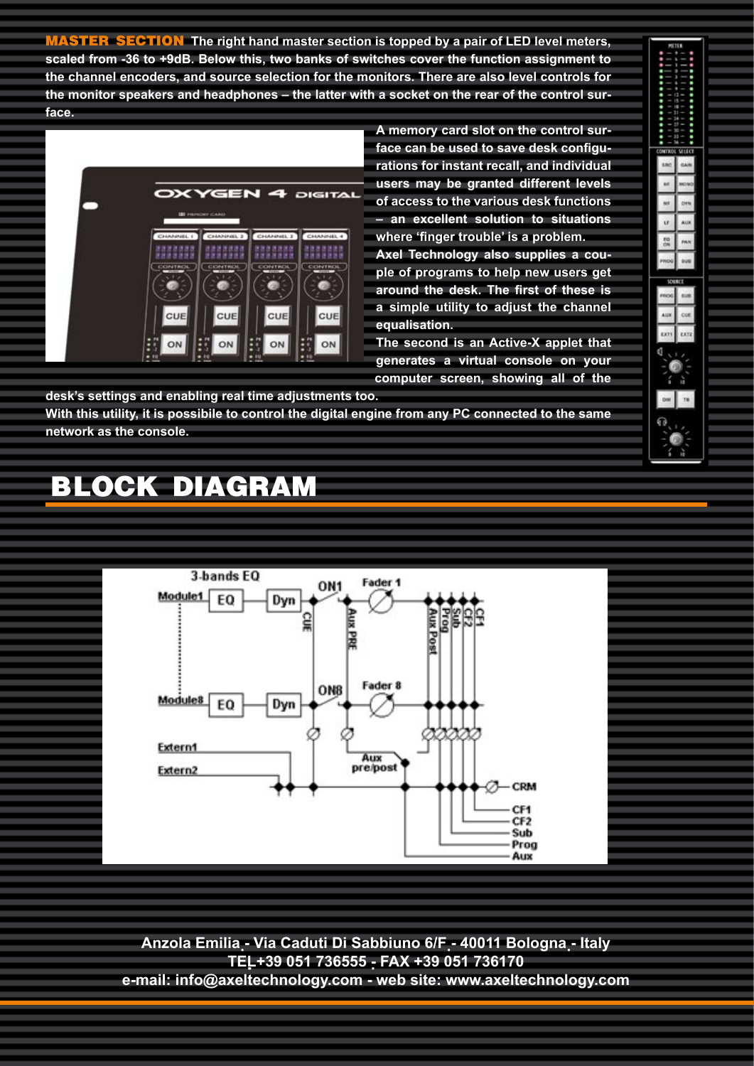**MASTER SECTION** The right hand master section is topped by a pair of LED level meters, scaled from -36 to +9dB. Below this, two banks of switches cover the function assignment to the channel encoders, and source selection for the monitors. There are also level controls for the monitor speakers and headphones – the latter with a socket on the rear of the control surface.

A memory card slot on the control surface can be used to save desk configurations for instant recall, and individual users may be granted different levels of access to the various desk functions – an excellent solution to situations where 'finger trouble' is a problem.

Axel Technology also supplies a couple of programs to help new users get around the desk. The first of these is a simple utility to adjust the channel equalisation.

The second is an Active-X applet that generates a virtual console on your computer screen, showing all of the desk's settings and enabling real time adjustments too.

With this utility, it is possibile to control the digital engine from any PC connected to the same network as the console.

# BLOCK DIAGRAM

3-bands EQ
Module1
EQ
Dyn
ON1
Fader 1
CUE
Aux PRE
Aux Post
Prog
Sub
CF2
CF1
Module8
EQ
Dyn
ON8
Fader 8
Extern1
Extern2
Aux pre/post
CRM
CF1
CF2
Sub
Prog
Aux

Anzola Emilia - Via Caduti Di Sabbiuno 6/F - 40011 Bologna - Italy
TEL +39 051 736555 - FAX +39 051 736170
e-mail: info@axeltechnology.com - web site: www.axeltechnology.com